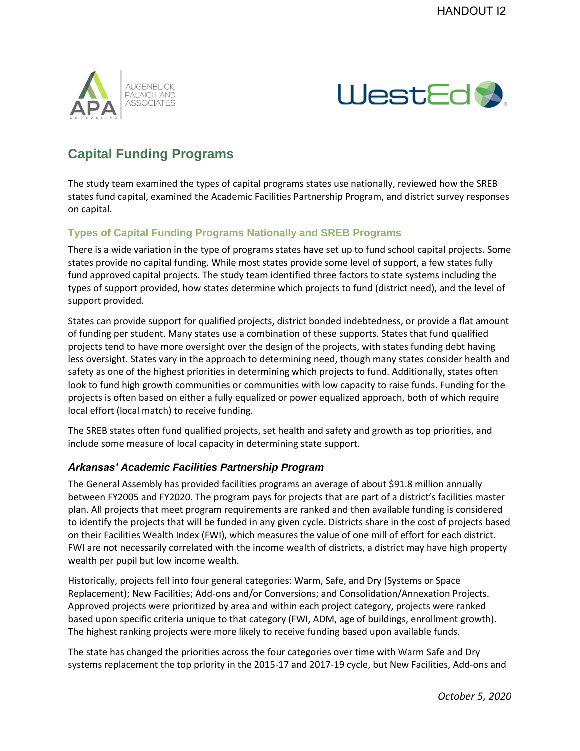# Capital Funding Programs

The study team examined the types of capital programs states use nationally, reviewed how the SREB states fund capital, examined the Academic Facilities Partnership Program, and district survey responses on capital.

## Types of Capital Funding Programs Nationally and SREB Programs

There is a wide variation in the type of programs states have set up to fund school capital projects. Some states provide no capital funding. While most states provide some level of support, a few states fully fund approved capital projects. The study team identified three factors to state systems including the types of support provided, how states determine which projects to fund (district need), and the level of support provided.

States can provide support for qualified projects, district bonded indebtedness, or provide a flat amount of funding per student. Many states use a combination of these supports. States that fund qualified projects tend to have more oversight over the design of the projects, with states funding debt having less oversight. States vary in the approach to determining need, though many states consider health and safety as one of the highest priorities in determining which projects to fund. Additionally, states often look to fund high growth communities or communities with low capacity to raise funds. Funding for the projects is often based on either a fully equalized or power equalized approach, both of which require local effort (local match) to receive funding.

The SREB states often fund qualified projects, set health and safety and growth as top priorities, and include some measure of local capacity in determining state support.

### *Arkansas' Academic Facilities Partnership Program*

The General Assembly has provided facilities programs an average of about $91.8 million annually between FY2005 and FY2020. The program pays for projects that are part of a district's facilities master plan. All projects that meet program requirements are ranked and then available funding is considered to identify the projects that will be funded in any given cycle. Districts share in the cost of projects based on their Facilities Wealth Index (FWI), which measures the value of one mill of effort for each district. FWI are not necessarily correlated with the income wealth of districts, a district may have high property wealth per pupil but low income wealth.

Historically, projects fell into four general categories: Warm, Safe, and Dry (Systems or Space Replacement); New Facilities; Add-ons and/or Conversions; and Consolidation/Annexation Projects. Approved projects were prioritized by area and within each project category, projects were ranked based upon specific criteria unique to that category (FWI, ADM, age of buildings, enrollment growth). The highest ranking projects were more likely to receive funding based upon available funds.

The state has changed the priorities across the four categories over time with Warm Safe and Dry systems replacement the top priority in the 2015-17 and 2017-19 cycle, but New Facilities, Add-ons and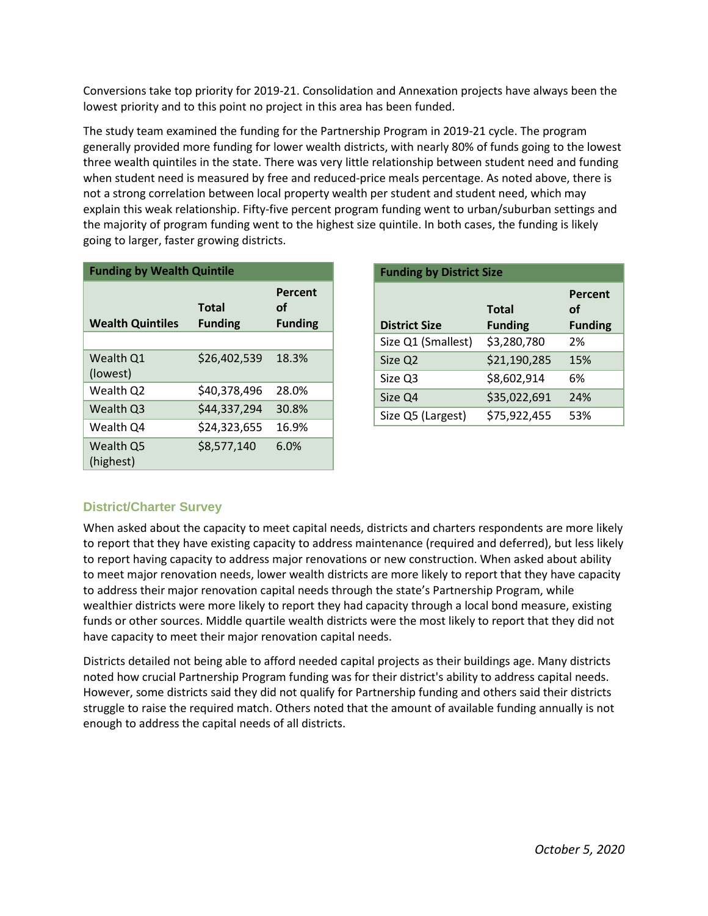Conversions take top priority for 2019-21. Consolidation and Annexation projects have always been the lowest priority and to this point no project in this area has been funded.

The study team examined the funding for the Partnership Program in 2019-21 cycle. The program generally provided more funding for lower wealth districts, with nearly 80% of funds going to the lowest three wealth quintiles in the state. There was very little relationship between student need and funding when student need is measured by free and reduced-price meals percentage. As noted above, there is not a strong correlation between local property wealth per student and student need, which may explain this weak relationship. Fifty-five percent program funding went to urban/suburban settings and the majority of program funding went to the highest size quintile. In both cases, the funding is likely going to larger, faster growing districts.

**Funding by Wealth Quintile**

| Wealth Quintiles | Total Funding | Percent of Funding |
|---|---|---|
| | | |
| Wealth Q1 (lowest) | $26,402,539 | 18.3% |
| Wealth Q2 | $40,378,496 | 28.0% |
| Wealth Q3 | $44,337,294 | 30.8% |
| Wealth Q4 | $24,323,655 | 16.9% |
| Wealth Q5 (highest) | $8,577,140 | 6.0% |

**Funding by District Size**

| District Size | Total Funding | Percent of Funding |
|---|---|---|
| Size Q1 (Smallest) | $3,280,780 | 2% |
| Size Q2 | $21,190,285 | 15% |
| Size Q3 | $8,602,914 | 6% |
| Size Q4 | $35,022,691 | 24% |
| Size Q5 (Largest) | $75,922,455 | 53% |

### District/Charter Survey

When asked about the capacity to meet capital needs, districts and charters respondents are more likely to report that they have existing capacity to address maintenance (required and deferred), but less likely to report having capacity to address major renovations or new construction. When asked about ability to meet major renovation needs, lower wealth districts are more likely to report that they have capacity to address their major renovation capital needs through the state's Partnership Program, while wealthier districts were more likely to report they had capacity through a local bond measure, existing funds or other sources. Middle quartile wealth districts were the most likely to report that they did not have capacity to meet their major renovation capital needs.

Districts detailed not being able to afford needed capital projects as their buildings age. Many districts noted how crucial Partnership Program funding was for their district's ability to address capital needs. However, some districts said they did not qualify for Partnership funding and others said their districts struggle to raise the required match. Others noted that the amount of available funding annually is not enough to address the capital needs of all districts.